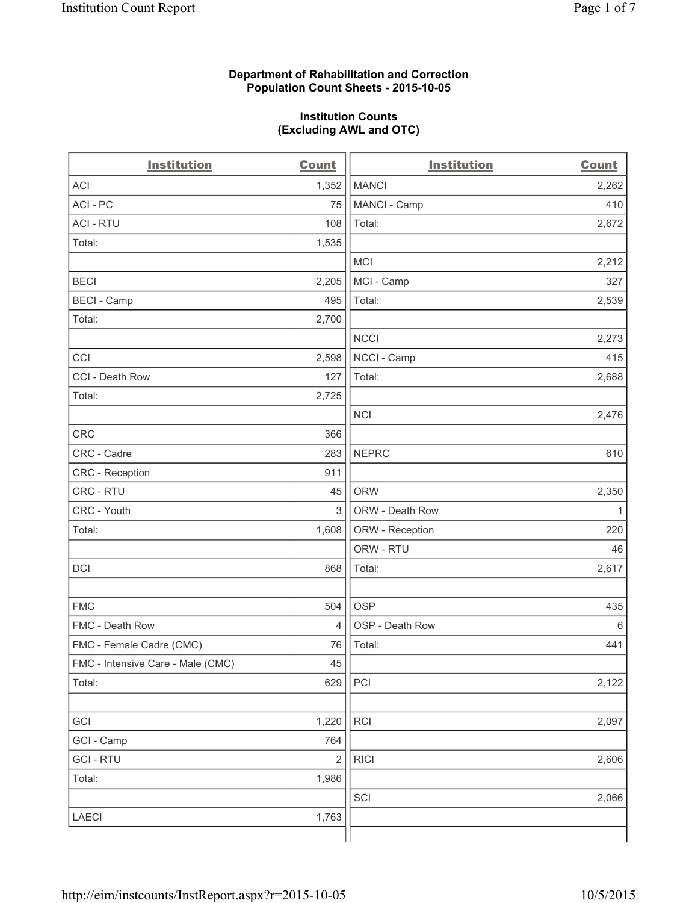**Department of Rehabilitation and Correction**
**Population Count Sheets - 2015-10-05**

**Institution Counts**
**(Excluding AWL and OTC)**

| Institution | Count | Institution | Count |
|---|---|---|---|
| ACI | 1,352 | MANCI | 2,262 |
| ACI - PC | 75 | MANCI - Camp | 410 |
| ACI - RTU | 108 | Total: | 2,672 |
| Total: | 1,535 | | |
| | | MCI | 2,212 |
| BECI | 2,205 | MCI - Camp | 327 |
| BECI - Camp | 495 | Total: | 2,539 |
| Total: | 2,700 | | |
| | | NCCI | 2,273 |
| CCI | 2,598 | NCCI - Camp | 415 |
| CCI - Death Row | 127 | Total: | 2,688 |
| Total: | 2,725 | | |
| | | NCI | 2,476 |
| CRC | 366 | | |
| CRC - Cadre | 283 | NEPRC | 610 |
| CRC - Reception | 911 | | |
| CRC - RTU | 45 | ORW | 2,350 |
| CRC - Youth | 3 | ORW - Death Row | 1 |
| Total: | 1,608 | ORW - Reception | 220 |
| | | ORW - RTU | 46 |
| DCI | 868 | Total: | 2,617 |
| | | | |
| FMC | 504 | OSP | 435 |
| FMC - Death Row | 4 | OSP - Death Row | 6 |
| FMC - Female Cadre (CMC) | 76 | Total: | 441 |
| FMC - Intensive Care - Male (CMC) | 45 | | |
| Total: | 629 | PCI | 2,122 |
| | | | |
| GCI | 1,220 | RCI | 2,097 |
| GCI - Camp | 764 | | |
| GCI - RTU | 2 | RICI | 2,606 |
| Total: | 1,986 | | |
| | | SCI | 2,066 |
| LAECI | 1,763 | | |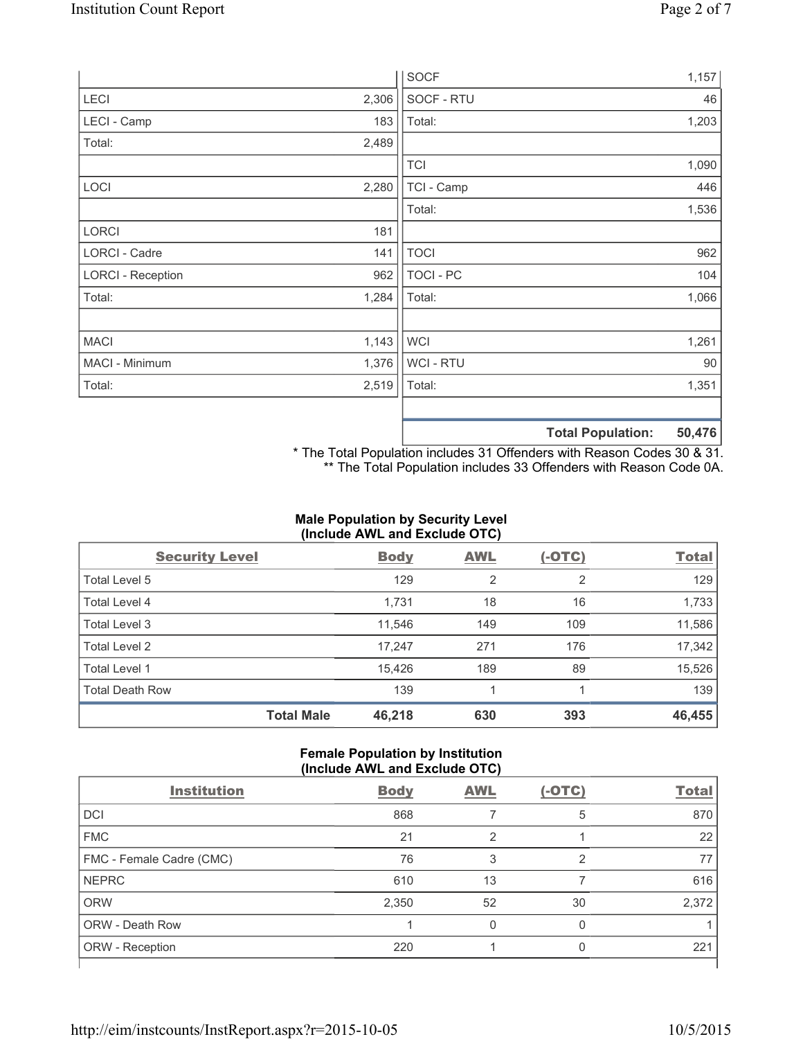| | | | |
|---|---|---|---|
| | | SOCF | 1,157 |
| LECI | 2,306 | SOCF - RTU | 46 |
| LECI - Camp | 183 | Total: | 1,203 |
| Total: | 2,489 | | |
| | | TCI | 1,090 |
| LOCI | 2,280 | TCI - Camp | 446 |
| | | Total: | 1,536 |
| LORCI | 181 | | |
| LORCI - Cadre | 141 | TOCI | 962 |
| LORCI - Reception | 962 | TOCI - PC | 104 |
| Total: | 1,284 | Total: | 1,066 |
| | | | |
| MACI | 1,143 | WCI | 1,261 |
| MACI - Minimum | 1,376 | WCI - RTU | 90 |
| Total: | 2,519 | Total: | 1,351 |
| | | | |
| | | **Total Population:** | **50,476** |

\* The Total Population includes 31 Offenders with Reason Codes 30 & 31.
\*\* The Total Population includes 33 Offenders with Reason Code 0A.

**Male Population by Security Level (Include AWL and Exclude OTC)**

| Security Level | Body | AWL | (-OTC) | Total |
|---|---|---|---|---|
| Total Level 5 | 129 | 2 | 2 | 129 |
| Total Level 4 | 1,731 | 18 | 16 | 1,733 |
| Total Level 3 | 11,546 | 149 | 109 | 11,586 |
| Total Level 2 | 17,247 | 271 | 176 | 17,342 |
| Total Level 1 | 15,426 | 189 | 89 | 15,526 |
| Total Death Row | 139 | 1 | 1 | 139 |
| **Total Male** | **46,218** | **630** | **393** | **46,455** |

**Female Population by Institution (Include AWL and Exclude OTC)**

| Institution | Body | AWL | (-OTC) | Total |
|---|---|---|---|---|
| DCI | 868 | 7 | 5 | 870 |
| FMC | 21 | 2 | 1 | 22 |
| FMC - Female Cadre (CMC) | 76 | 3 | 2 | 77 |
| NEPRC | 610 | 13 | 7 | 616 |
| ORW | 2,350 | 52 | 30 | 2,372 |
| ORW - Death Row | 1 | 0 | 0 | 1 |
| ORW - Reception | 220 | 1 | 0 | 221 |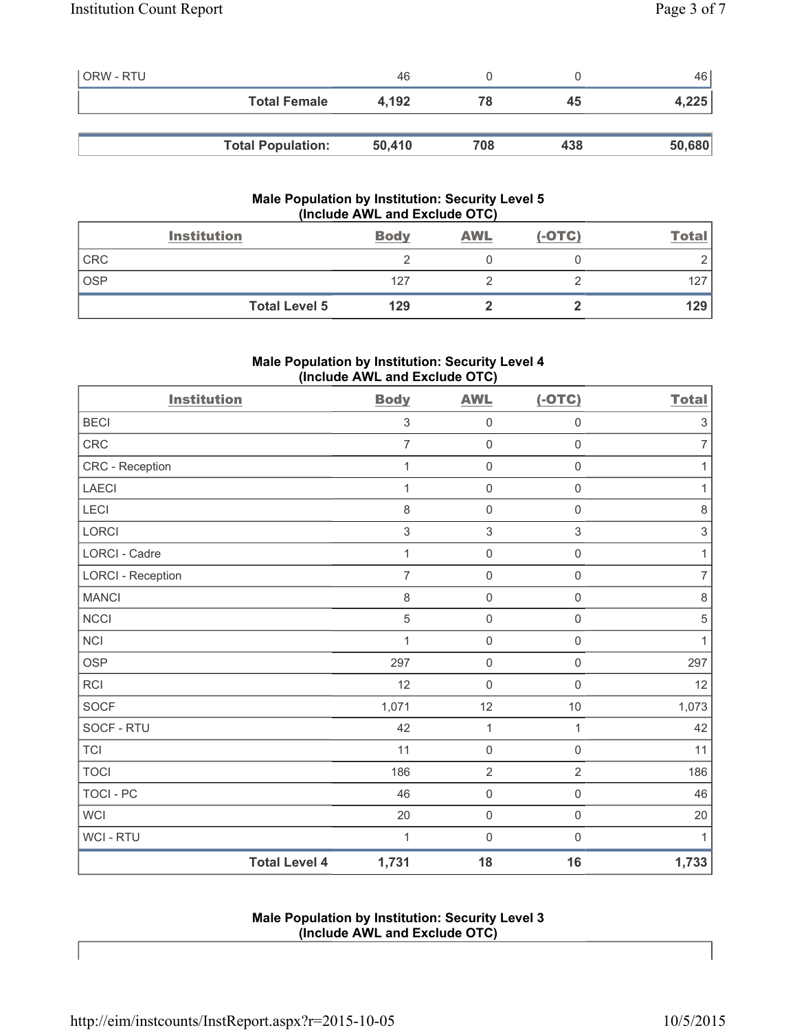| | | | | |
|---|---|---|---|---|
| ORW - RTU | 46 | 0 | 0 | 46 |
| **Total Female** | **4,192** | **78** | **45** | **4,225** |
| | | | | |
| **Total Population:** | **50,410** | **708** | **438** | **50,680** |

### Male Population by Institution: Security Level 5 (Include AWL and Exclude OTC)

| Institution | Body | AWL | (-OTC) | Total |
|---|---|---|---|---|
| CRC | 2 | 0 | 0 | 2 |
| OSP | 127 | 2 | 2 | 127 |
| **Total Level 5** | **129** | **2** | **2** | **129** |

### Male Population by Institution: Security Level 4 (Include AWL and Exclude OTC)

| Institution | Body | AWL | (-OTC) | Total |
|---|---|---|---|---|
| BECI | 3 | 0 | 0 | 3 |
| CRC | 7 | 0 | 0 | 7 |
| CRC - Reception | 1 | 0 | 0 | 1 |
| LAECI | 1 | 0 | 0 | 1 |
| LECI | 8 | 0 | 0 | 8 |
| LORCI | 3 | 3 | 3 | 3 |
| LORCI - Cadre | 1 | 0 | 0 | 1 |
| LORCI - Reception | 7 | 0 | 0 | 7 |
| MANCI | 8 | 0 | 0 | 8 |
| NCCI | 5 | 0 | 0 | 5 |
| NCI | 1 | 0 | 0 | 1 |
| OSP | 297 | 0 | 0 | 297 |
| RCI | 12 | 0 | 0 | 12 |
| SOCF | 1,071 | 12 | 10 | 1,073 |
| SOCF - RTU | 42 | 1 | 1 | 42 |
| TCI | 11 | 0 | 0 | 11 |
| TOCI | 186 | 2 | 2 | 186 |
| TOCI - PC | 46 | 0 | 0 | 46 |
| WCI | 20 | 0 | 0 | 20 |
| WCI - RTU | 1 | 0 | 0 | 1 |
| **Total Level 4** | **1,731** | **18** | **16** | **1,733** |

### Male Population by Institution: Security Level 3 (Include AWL and Exclude OTC)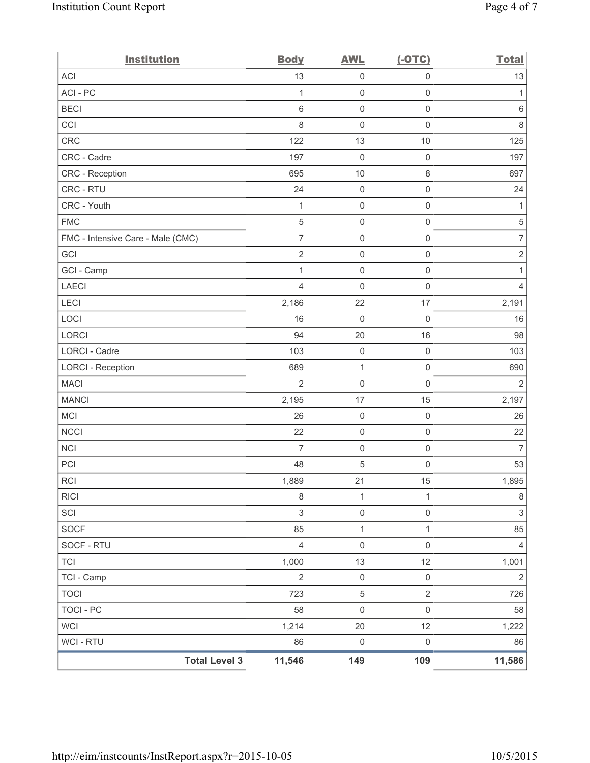| Institution | Body | AWL | (-OTC) | Total |
|---|---|---|---|---|
| ACI | 13 | 0 | 0 | 13 |
| ACI - PC | 1 | 0 | 0 | 1 |
| BECI | 6 | 0 | 0 | 6 |
| CCI | 8 | 0 | 0 | 8 |
| CRC | 122 | 13 | 10 | 125 |
| CRC - Cadre | 197 | 0 | 0 | 197 |
| CRC - Reception | 695 | 10 | 8 | 697 |
| CRC - RTU | 24 | 0 | 0 | 24 |
| CRC - Youth | 1 | 0 | 0 | 1 |
| FMC | 5 | 0 | 0 | 5 |
| FMC - Intensive Care - Male (CMC) | 7 | 0 | 0 | 7 |
| GCI | 2 | 0 | 0 | 2 |
| GCI - Camp | 1 | 0 | 0 | 1 |
| LAECI | 4 | 0 | 0 | 4 |
| LECI | 2,186 | 22 | 17 | 2,191 |
| LOCI | 16 | 0 | 0 | 16 |
| LORCI | 94 | 20 | 16 | 98 |
| LORCI - Cadre | 103 | 0 | 0 | 103 |
| LORCI - Reception | 689 | 1 | 0 | 690 |
| MACI | 2 | 0 | 0 | 2 |
| MANCI | 2,195 | 17 | 15 | 2,197 |
| MCI | 26 | 0 | 0 | 26 |
| NCCI | 22 | 0 | 0 | 22 |
| NCI | 7 | 0 | 0 | 7 |
| PCI | 48 | 5 | 0 | 53 |
| RCI | 1,889 | 21 | 15 | 1,895 |
| RICI | 8 | 1 | 1 | 8 |
| SCI | 3 | 0 | 0 | 3 |
| SOCF | 85 | 1 | 1 | 85 |
| SOCF - RTU | 4 | 0 | 0 | 4 |
| TCI | 1,000 | 13 | 12 | 1,001 |
| TCI - Camp | 2 | 0 | 0 | 2 |
| TOCI | 723 | 5 | 2 | 726 |
| TOCI - PC | 58 | 0 | 0 | 58 |
| WCI | 1,214 | 20 | 12 | 1,222 |
| WCI - RTU | 86 | 0 | 0 | 86 |
| **Total Level 3** | **11,546** | **149** | **109** | **11,586** |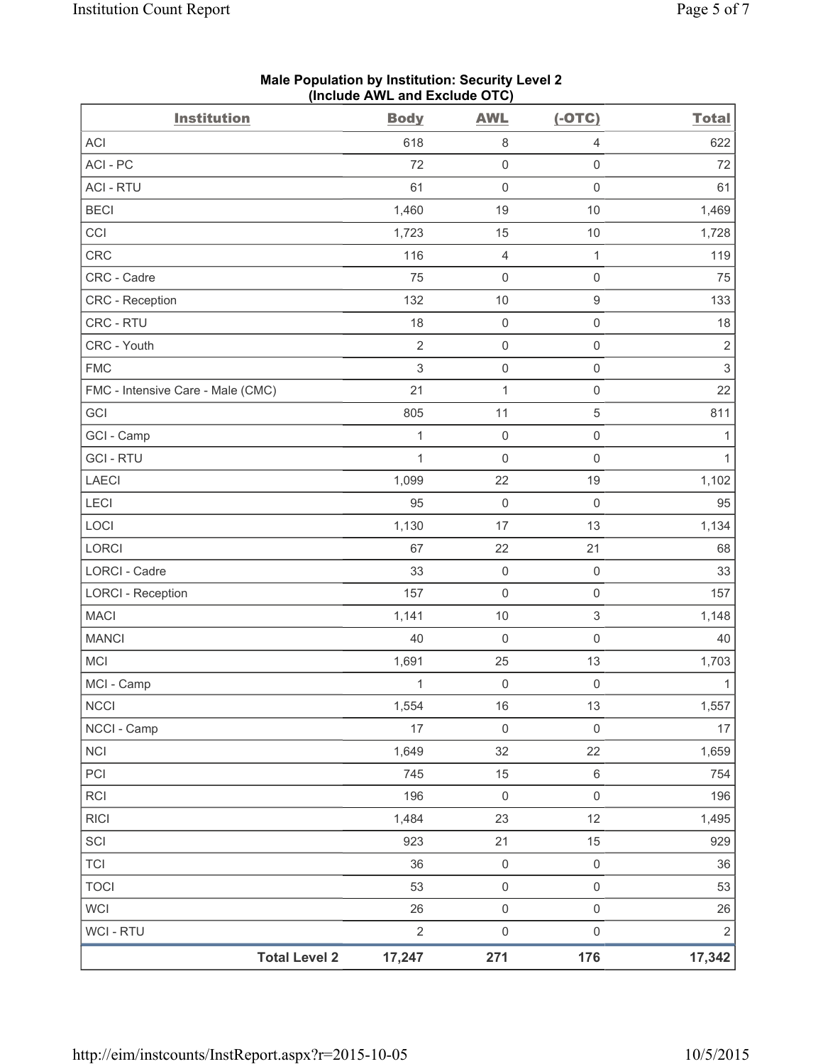**Male Population by Institution: Security Level 2**
**(Include AWL and Exclude OTC)**

| Institution | Body | AWL | (-OTC) | Total |
|---|---|---|---|---|
| ACI | 618 | 8 | 4 | 622 |
| ACI - PC | 72 | 0 | 0 | 72 |
| ACI - RTU | 61 | 0 | 0 | 61 |
| BECI | 1,460 | 19 | 10 | 1,469 |
| CCI | 1,723 | 15 | 10 | 1,728 |
| CRC | 116 | 4 | 1 | 119 |
| CRC - Cadre | 75 | 0 | 0 | 75 |
| CRC - Reception | 132 | 10 | 9 | 133 |
| CRC - RTU | 18 | 0 | 0 | 18 |
| CRC - Youth | 2 | 0 | 0 | 2 |
| FMC | 3 | 0 | 0 | 3 |
| FMC - Intensive Care - Male (CMC) | 21 | 1 | 0 | 22 |
| GCI | 805 | 11 | 5 | 811 |
| GCI - Camp | 1 | 0 | 0 | 1 |
| GCI - RTU | 1 | 0 | 0 | 1 |
| LAECI | 1,099 | 22 | 19 | 1,102 |
| LECI | 95 | 0 | 0 | 95 |
| LOCI | 1,130 | 17 | 13 | 1,134 |
| LORCI | 67 | 22 | 21 | 68 |
| LORCI - Cadre | 33 | 0 | 0 | 33 |
| LORCI - Reception | 157 | 0 | 0 | 157 |
| MACI | 1,141 | 10 | 3 | 1,148 |
| MANCI | 40 | 0 | 0 | 40 |
| MCI | 1,691 | 25 | 13 | 1,703 |
| MCI - Camp | 1 | 0 | 0 | 1 |
| NCCI | 1,554 | 16 | 13 | 1,557 |
| NCCI - Camp | 17 | 0 | 0 | 17 |
| NCI | 1,649 | 32 | 22 | 1,659 |
| PCI | 745 | 15 | 6 | 754 |
| RCI | 196 | 0 | 0 | 196 |
| RICI | 1,484 | 23 | 12 | 1,495 |
| SCI | 923 | 21 | 15 | 929 |
| TCI | 36 | 0 | 0 | 36 |
| TOCI | 53 | 0 | 0 | 53 |
| WCI | 26 | 0 | 0 | 26 |
| WCI - RTU | 2 | 0 | 0 | 2 |
| **Total Level 2** | **17,247** | **271** | **176** | **17,342** |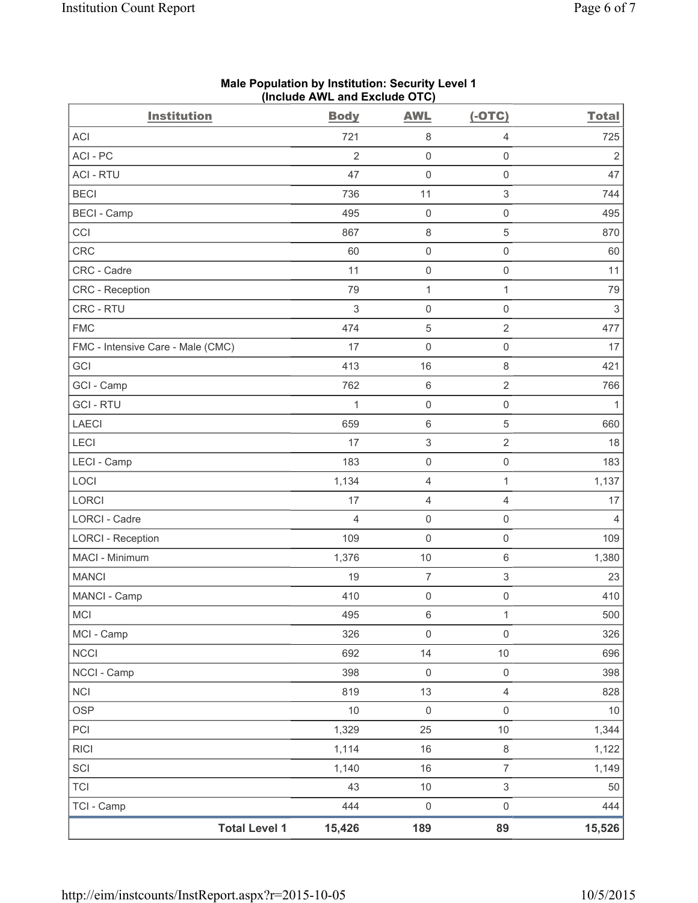## Male Population by Institution: Security Level 1 (Include AWL and Exclude OTC)

| Institution | Body | AWL | (-OTC) | Total |
|---|---|---|---|---|
| ACI | 721 | 8 | 4 | 725 |
| ACI - PC | 2 | 0 | 0 | 2 |
| ACI - RTU | 47 | 0 | 0 | 47 |
| BECI | 736 | 11 | 3 | 744 |
| BECI - Camp | 495 | 0 | 0 | 495 |
| CCI | 867 | 8 | 5 | 870 |
| CRC | 60 | 0 | 0 | 60 |
| CRC - Cadre | 11 | 0 | 0 | 11 |
| CRC - Reception | 79 | 1 | 1 | 79 |
| CRC - RTU | 3 | 0 | 0 | 3 |
| FMC | 474 | 5 | 2 | 477 |
| FMC - Intensive Care - Male (CMC) | 17 | 0 | 0 | 17 |
| GCI | 413 | 16 | 8 | 421 |
| GCI - Camp | 762 | 6 | 2 | 766 |
| GCI - RTU | 1 | 0 | 0 | 1 |
| LAECI | 659 | 6 | 5 | 660 |
| LECI | 17 | 3 | 2 | 18 |
| LECI - Camp | 183 | 0 | 0 | 183 |
| LOCI | 1,134 | 4 | 1 | 1,137 |
| LORCI | 17 | 4 | 4 | 17 |
| LORCI - Cadre | 4 | 0 | 0 | 4 |
| LORCI - Reception | 109 | 0 | 0 | 109 |
| MACI - Minimum | 1,376 | 10 | 6 | 1,380 |
| MANCI | 19 | 7 | 3 | 23 |
| MANCI - Camp | 410 | 0 | 0 | 410 |
| MCI | 495 | 6 | 1 | 500 |
| MCI - Camp | 326 | 0 | 0 | 326 |
| NCCI | 692 | 14 | 10 | 696 |
| NCCI - Camp | 398 | 0 | 0 | 398 |
| NCI | 819 | 13 | 4 | 828 |
| OSP | 10 | 0 | 0 | 10 |
| PCI | 1,329 | 25 | 10 | 1,344 |
| RICI | 1,114 | 16 | 8 | 1,122 |
| SCI | 1,140 | 16 | 7 | 1,149 |
| TCI | 43 | 10 | 3 | 50 |
| TCI - Camp | 444 | 0 | 0 | 444 |
| **Total Level 1** | **15,426** | **189** | **89** | **15,526** |

http://eim/instcounts/InstReport.aspx?r=2015-10-05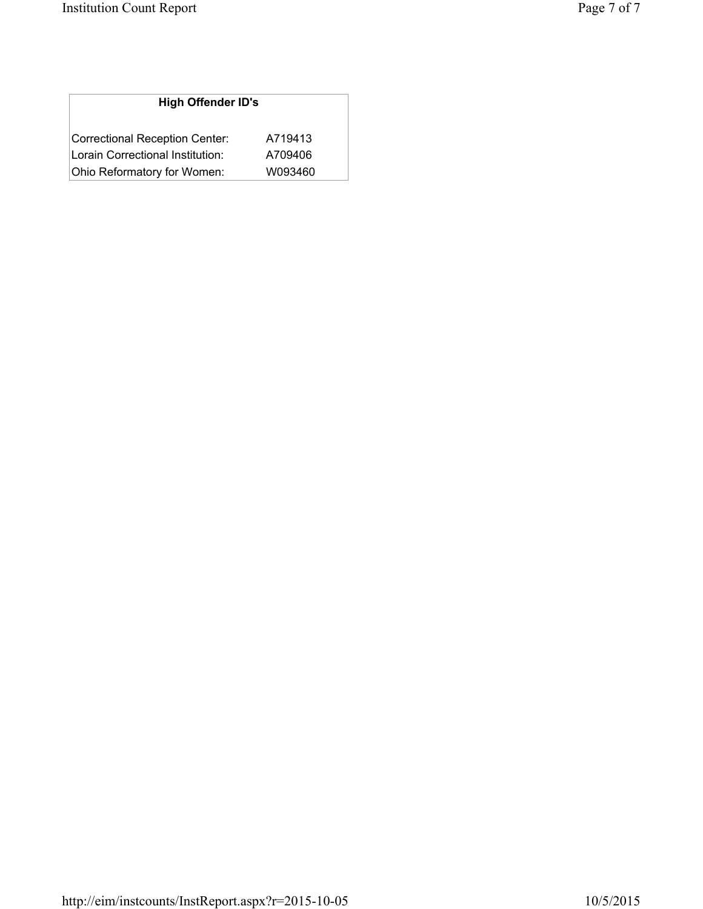| High Offender ID's | |
|---|---|
| Correctional Reception Center: | A719413 |
| Lorain Correctional Institution: | A709406 |
| Ohio Reformatory for Women: | W093460 |